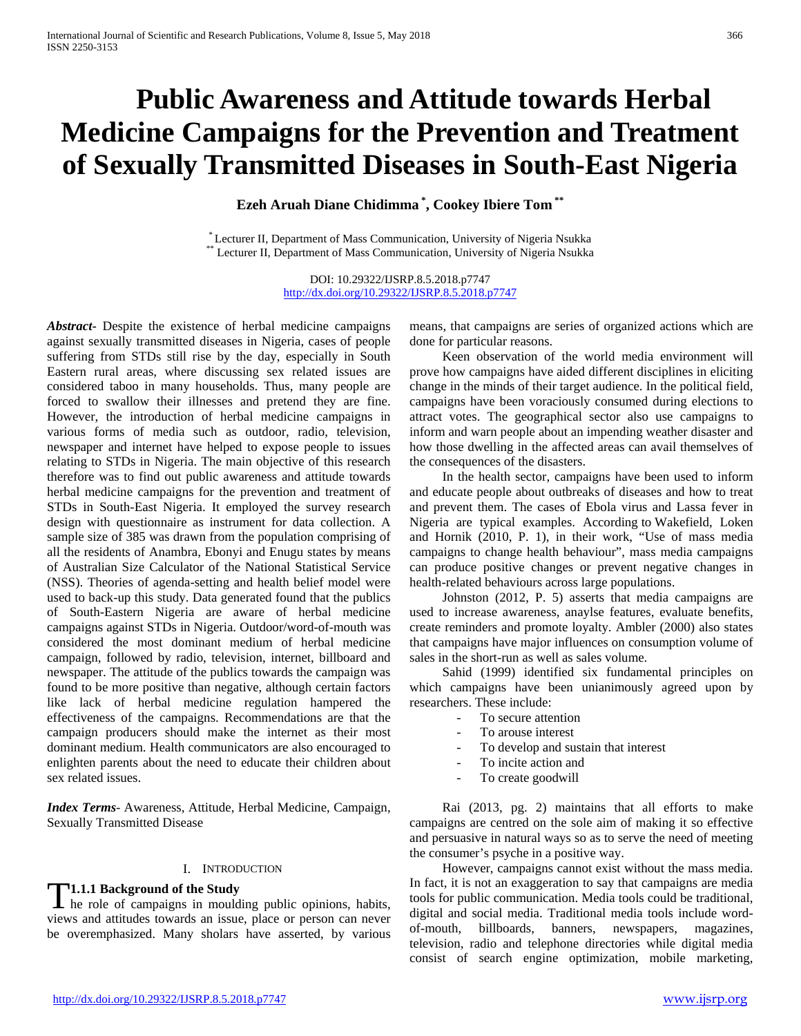# Public Awareness and Attitude towards Herbal Medicine Campaigns for the Prevention and Treatment of Sexually Transmitted Diseases in South-East Nigeria

**Ezeh Aruah Diane Chidimma [*], Cookey Ibiere Tom [**]**

[*] Lecturer II, Department of Mass Communication, University of Nigeria Nsukka
[**] Lecturer II, Department of Mass Communication, University of Nigeria Nsukka

DOI: 10.29322/IJSRP.8.5.2018.p7747
http://dx.doi.org/10.29322/IJSRP.8.5.2018.p7747

***Abstract*-** Despite the existence of herbal medicine campaigns against sexually transmitted diseases in Nigeria, cases of people suffering from STDs still rise by the day, especially in South Eastern rural areas, where discussing sex related issues are considered taboo in many households. Thus, many people are forced to swallow their illnesses and pretend they are fine. However, the introduction of herbal medicine campaigns in various forms of media such as outdoor, radio, television, newspaper and internet have helped to expose people to issues relating to STDs in Nigeria. The main objective of this research therefore was to find out public awareness and attitude towards herbal medicine campaigns for the prevention and treatment of STDs in South-East Nigeria. It employed the survey research design with questionnaire as instrument for data collection. A sample size of 385 was drawn from the population comprising of all the residents of Anambra, Ebonyi and Enugu states by means of Australian Size Calculator of the National Statistical Service (NSS). Theories of agenda-setting and health belief model were used to back-up this study. Data generated found that the publics of South-Eastern Nigeria are aware of herbal medicine campaigns against STDs in Nigeria. Outdoor/word-of-mouth was considered the most dominant medium of herbal medicine campaign, followed by radio, television, internet, billboard and newspaper. The attitude of the publics towards the campaign was found to be more positive than negative, although certain factors like lack of herbal medicine regulation hampered the effectiveness of the campaigns. Recommendations are that the campaign producers should make the internet as their most dominant medium. Health communicators are also encouraged to enlighten parents about the need to educate their children about sex related issues.

***Index Terms*-** Awareness, Attitude, Herbal Medicine, Campaign, Sexually Transmitted Disease

## I. INTRODUCTION

### 1.1.1 Background of the Study

The role of campaigns in moulding public opinions, habits, views and attitudes towards an issue, place or person can never be overemphasized. Many sholars have asserted, by various means, that campaigns are series of organized actions which are done for particular reasons.

Keen observation of the world media environment will prove how campaigns have aided different disciplines in eliciting change in the minds of their target audience. In the political field, campaigns have been voraciously consumed during elections to attract votes. The geographical sector also use campaigns to inform and warn people about an impending weather disaster and how those dwelling in the affected areas can avail themselves of the consequences of the disasters.

In the health sector, campaigns have been used to inform and educate people about outbreaks of diseases and how to treat and prevent them. The cases of Ebola virus and Lassa fever in Nigeria are typical examples. According to Wakefield, Loken and Hornik (2010, P. 1), in their work, "Use of mass media campaigns to change health behaviour", mass media campaigns can produce positive changes or prevent negative changes in health-related behaviours across large populations.

Johnston (2012, P. 5) asserts that media campaigns are used to increase awareness, anaylse features, evaluate benefits, create reminders and promote loyalty. Ambler (2000) also states that campaigns have major influences on consumption volume of sales in the short-run as well as sales volume.

Sahid (1999) identified six fundamental principles on which campaigns have been unianimously agreed upon by researchers. These include:

- To secure attention
- To arouse interest
- To develop and sustain that interest
- To incite action and
- To create goodwill

Rai (2013, pg. 2) maintains that all efforts to make campaigns are centred on the sole aim of making it so effective and persuasive in natural ways so as to serve the need of meeting the consumer's psyche in a positive way.

However, campaigns cannot exist without the mass media. In fact, it is not an exaggeration to say that campaigns are media tools for public communication. Media tools could be traditional, digital and social media. Traditional media tools include word-of-mouth, billboards, banners, newspapers, magazines, television, radio and telephone directories while digital media consist of search engine optimization, mobile marketing,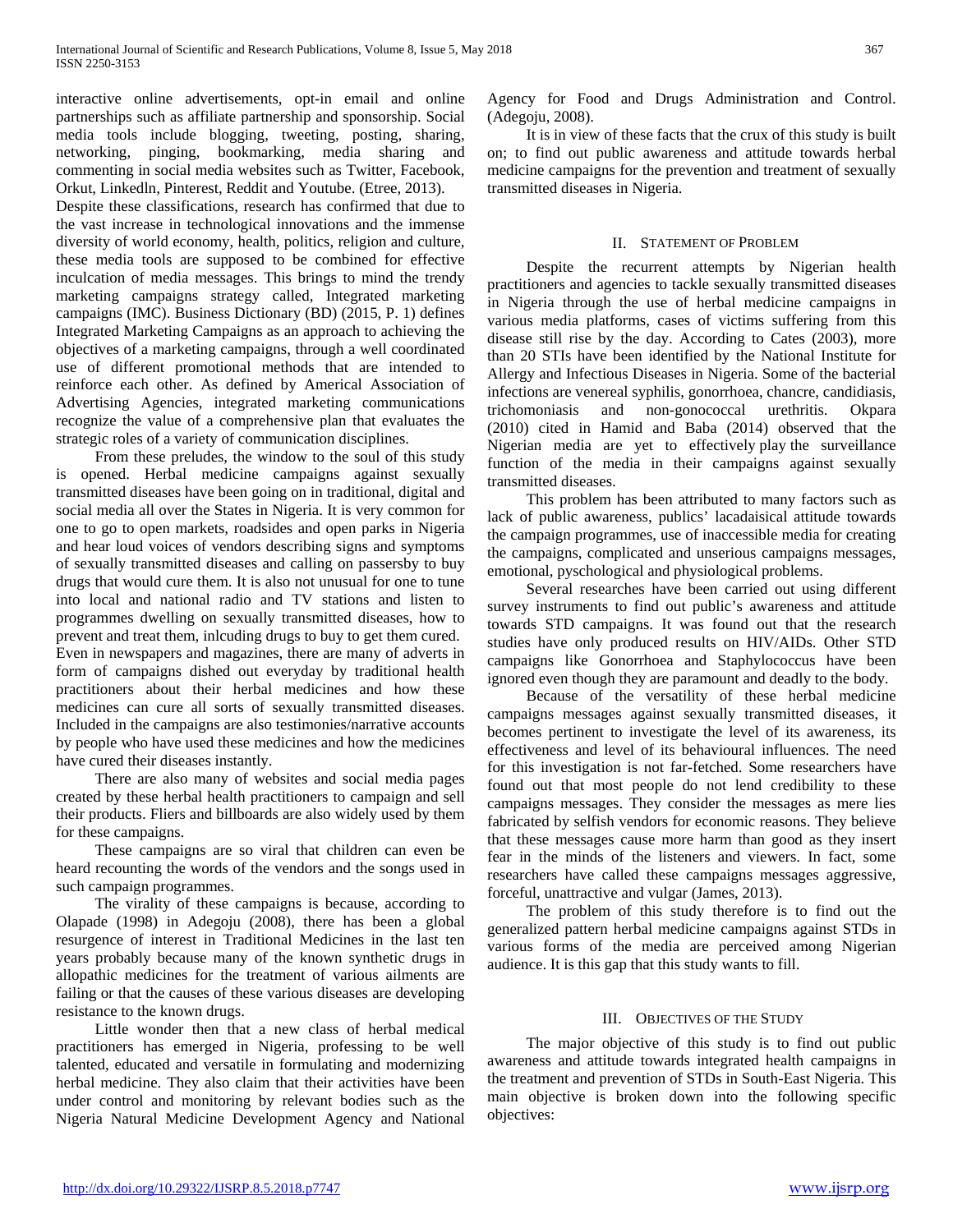interactive online advertisements, opt-in email and online partnerships such as affiliate partnership and sponsorship. Social media tools include blogging, tweeting, posting, sharing, networking, pinging, bookmarking, media sharing and commenting in social media websites such as Twitter, Facebook, Orkut, Linkedln, Pinterest, Reddit and Youtube. (Etree, 2013).

Despite these classifications, research has confirmed that due to the vast increase in technological innovations and the immense diversity of world economy, health, politics, religion and culture, these media tools are supposed to be combined for effective inculcation of media messages. This brings to mind the trendy marketing campaigns strategy called, Integrated marketing campaigns (IMC). Business Dictionary (BD) (2015, P. 1) defines Integrated Marketing Campaigns as an approach to achieving the objectives of a marketing campaigns, through a well coordinated use of different promotional methods that are intended to reinforce each other. As defined by Americal Association of Advertising Agencies, integrated marketing communications recognize the value of a comprehensive plan that evaluates the strategic roles of a variety of communication disciplines.

From these preludes, the window to the soul of this study is opened. Herbal medicine campaigns against sexually transmitted diseases have been going on in traditional, digital and social media all over the States in Nigeria. It is very common for one to go to open markets, roadsides and open parks in Nigeria and hear loud voices of vendors describing signs and symptoms of sexually transmitted diseases and calling on passersby to buy drugs that would cure them. It is also not unusual for one to tune into local and national radio and TV stations and listen to programmes dwelling on sexually transmitted diseases, how to prevent and treat them, inlcuding drugs to buy to get them cured.

Even in newspapers and magazines, there are many of adverts in form of campaigns dished out everyday by traditional health practitioners about their herbal medicines and how these medicines can cure all sorts of sexually transmitted diseases. Included in the campaigns are also testimonies/narrative accounts by people who have used these medicines and how the medicines have cured their diseases instantly.

There are also many of websites and social media pages created by these herbal health practitioners to campaign and sell their products. Fliers and billboards are also widely used by them for these campaigns.

These campaigns are so viral that children can even be heard recounting the words of the vendors and the songs used in such campaign programmes.

The virality of these campaigns is because, according to Olapade (1998) in Adegoju (2008), there has been a global resurgence of interest in Traditional Medicines in the last ten years probably because many of the known synthetic drugs in allopathic medicines for the treatment of various ailments are failing or that the causes of these various diseases are developing resistance to the known drugs.

Little wonder then that a new class of herbal medical practitioners has emerged in Nigeria, professing to be well talented, educated and versatile in formulating and modernizing herbal medicine. They also claim that their activities have been under control and monitoring by relevant bodies such as the Nigeria Natural Medicine Development Agency and National Agency for Food and Drugs Administration and Control. (Adegoju, 2008).

It is in view of these facts that the crux of this study is built on; to find out public awareness and attitude towards herbal medicine campaigns for the prevention and treatment of sexually transmitted diseases in Nigeria.

## II. Statement of Problem

Despite the recurrent attempts by Nigerian health practitioners and agencies to tackle sexually transmitted diseases in Nigeria through the use of herbal medicine campaigns in various media platforms, cases of victims suffering from this disease still rise by the day. According to Cates (2003), more than 20 STIs have been identified by the National Institute for Allergy and Infectious Diseases in Nigeria. Some of the bacterial infections are venereal syphilis, gonorrhoea, chancre, candidiasis, trichomoniasis and non-gonococcal urethritis. Okpara (2010) cited in Hamid and Baba (2014) observed that the Nigerian media are yet to effectively play the surveillance function of the media in their campaigns against sexually transmitted diseases.

This problem has been attributed to many factors such as lack of public awareness, publics' lacadaisical attitude towards the campaign programmes, use of inaccessible media for creating the campaigns, complicated and unserious campaigns messages, emotional, pyschological and physiological problems.

Several researches have been carried out using different survey instruments to find out public's awareness and attitude towards STD campaigns. It was found out that the research studies have only produced results on HIV/AIDs. Other STD campaigns like Gonorrhoea and Staphylococcus have been ignored even though they are paramount and deadly to the body.

Because of the versatility of these herbal medicine campaigns messages against sexually transmitted diseases, it becomes pertinent to investigate the level of its awareness, its effectiveness and level of its behavioural influences. The need for this investigation is not far-fetched. Some researchers have found out that most people do not lend credibility to these campaigns messages. They consider the messages as mere lies fabricated by selfish vendors for economic reasons. They believe that these messages cause more harm than good as they insert fear in the minds of the listeners and viewers. In fact, some researchers have called these campaigns messages aggressive, forceful, unattractive and vulgar (James, 2013).

The problem of this study therefore is to find out the generalized pattern herbal medicine campaigns against STDs in various forms of the media are perceived among Nigerian audience. It is this gap that this study wants to fill.

## III. Objectives of the Study

The major objective of this study is to find out public awareness and attitude towards integrated health campaigns in the treatment and prevention of STDs in South-East Nigeria. This main objective is broken down into the following specific objectives: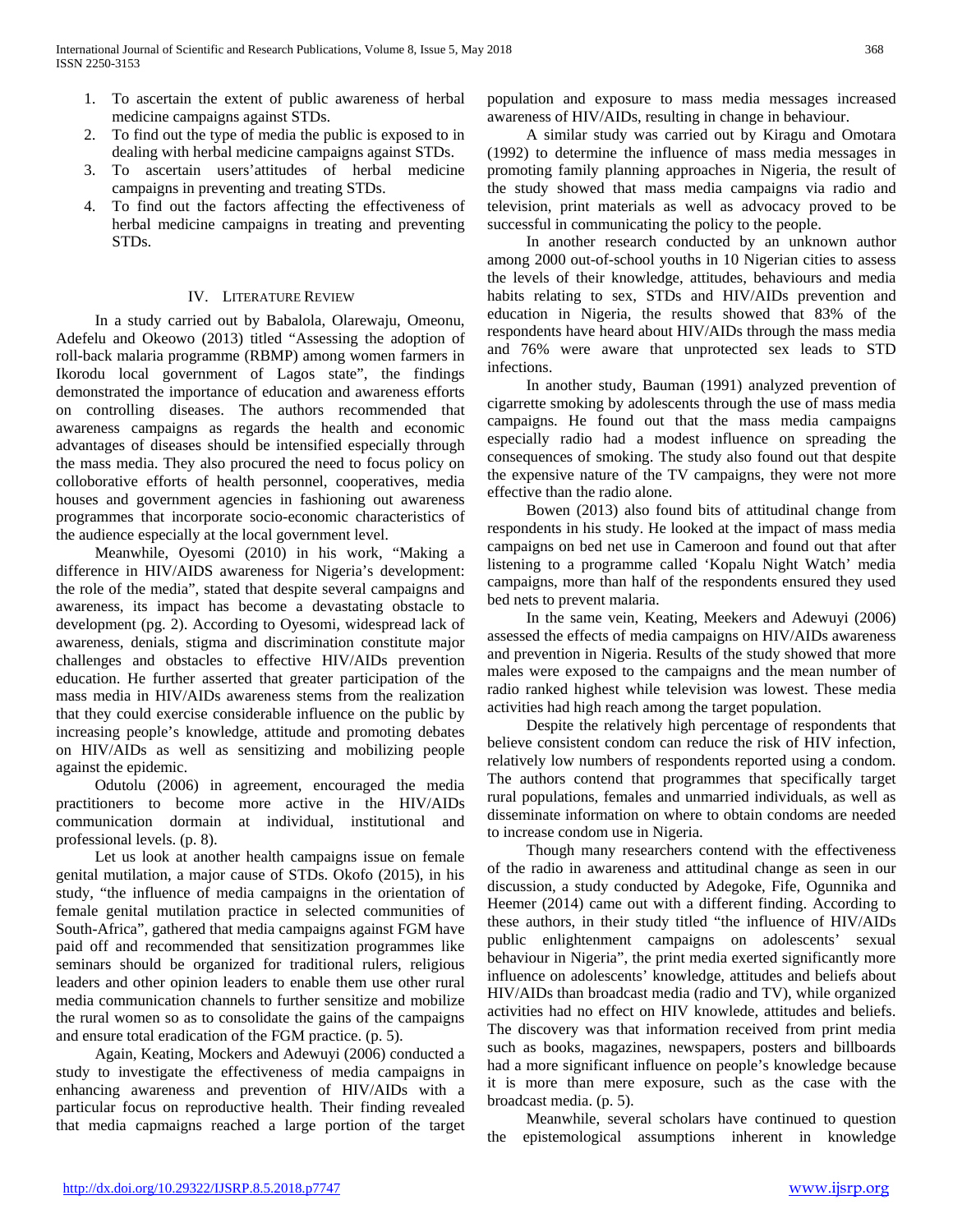1. To ascertain the extent of public awareness of herbal medicine campaigns against STDs.
2. To find out the type of media the public is exposed to in dealing with herbal medicine campaigns against STDs.
3. To ascertain users'attitudes of herbal medicine campaigns in preventing and treating STDs.
4. To find out the factors affecting the effectiveness of herbal medicine campaigns in treating and preventing STDs.

## IV. Literature Review

In a study carried out by Babalola, Olarewaju, Omeonu, Adefelu and Okeowo (2013) titled "Assessing the adoption of roll-back malaria programme (RBMP) among women farmers in Ikorodu local government of Lagos state", the findings demonstrated the importance of education and awareness efforts on controlling diseases. The authors recommended that awareness campaigns as regards the health and economic advantages of diseases should be intensified especially through the mass media. They also procured the need to focus policy on colloborative efforts of health personnel, cooperatives, media houses and government agencies in fashioning out awareness programmes that incorporate socio-economic characteristics of the audience especially at the local government level.

Meanwhile, Oyesomi (2010) in his work, "Making a difference in HIV/AIDS awareness for Nigeria's development: the role of the media", stated that despite several campaigns and awareness, its impact has become a devastating obstacle to development (pg. 2). According to Oyesomi, widespread lack of awareness, denials, stigma and discrimination constitute major challenges and obstacles to effective HIV/AIDs prevention education. He further asserted that greater participation of the mass media in HIV/AIDs awareness stems from the realization that they could exercise considerable influence on the public by increasing people's knowledge, attitude and promoting debates on HIV/AIDs as well as sensitizing and mobilizing people against the epidemic.

Odutolu (2006) in agreement, encouraged the media practitioners to become more active in the HIV/AIDs communication dormain at individual, institutional and professional levels. (p. 8).

Let us look at another health campaigns issue on female genital mutilation, a major cause of STDs. Okofo (2015), in his study, "the influence of media campaigns in the orientation of female genital mutilation practice in selected communities of South-Africa", gathered that media campaigns against FGM have paid off and recommended that sensitization programmes like seminars should be organized for traditional rulers, religious leaders and other opinion leaders to enable them use other rural media communication channels to further sensitize and mobilize the rural women so as to consolidate the gains of the campaigns and ensure total eradication of the FGM practice. (p. 5).

Again, Keating, Mockers and Adewuyi (2006) conducted a study to investigate the effectiveness of media campaigns in enhancing awareness and prevention of HIV/AIDs with a particular focus on reproductive health. Their finding revealed that media capmaigns reached a large portion of the target population and exposure to mass media messages increased awareness of HIV/AIDs, resulting in change in behaviour.

A similar study was carried out by Kiragu and Omotara (1992) to determine the influence of mass media messages in promoting family planning approaches in Nigeria, the result of the study showed that mass media campaigns via radio and television, print materials as well as advocacy proved to be successful in communicating the policy to the people.

In another research conducted by an unknown author among 2000 out-of-school youths in 10 Nigerian cities to assess the levels of their knowledge, attitudes, behaviours and media habits relating to sex, STDs and HIV/AIDs prevention and education in Nigeria, the results showed that 83% of the respondents have heard about HIV/AIDs through the mass media and 76% were aware that unprotected sex leads to STD infections.

In another study, Bauman (1991) analyzed prevention of cigarette smoking by adolescents through the use of mass media campaigns. He found out that the mass media campaigns especially radio had a modest influence on spreading the consequences of smoking. The study also found out that despite the expensive nature of the TV campaigns, they were not more effective than the radio alone.

Bowen (2013) also found bits of attitudinal change from respondents in his study. He looked at the impact of mass media campaigns on bed net use in Cameroon and found out that after listening to a programme called 'Kopalu Night Watch' media campaigns, more than half of the respondents ensured they used bed nets to prevent malaria.

In the same vein, Keating, Meekers and Adewuyi (2006) assessed the effects of media campaigns on HIV/AIDs awareness and prevention in Nigeria. Results of the study showed that more males were exposed to the campaigns and the mean number of radio ranked highest while television was lowest. These media activities had high reach among the target population.

Despite the relatively high percentage of respondents that believe consistent condom can reduce the risk of HIV infection, relatively low numbers of respondents reported using a condom. The authors contend that programmes that specifically target rural populations, females and unmarried individuals, as well as disseminate information on where to obtain condoms are needed to increase condom use in Nigeria.

Though many researchers contend with the effectiveness of the radio in awareness and attitudinal change as seen in our discussion, a study conducted by Adegoke, Fife, Ogunnika and Heemer (2014) came out with a different finding. According to these authors, in their study titled "the influence of HIV/AIDs public enlightenment campaigns on adolescents' sexual behaviour in Nigeria", the print media exerted significantly more influence on adolescents' knowledge, attitudes and beliefs about HIV/AIDs than broadcast media (radio and TV), while organized activities had no effect on HIV knowlede, attitudes and beliefs. The discovery was that information received from print media such as books, magazines, newspapers, posters and billboards had a more significant influence on people's knowledge because it is more than mere exposure, such as the case with the broadcast media. (p. 5).

Meanwhile, several scholars have continued to question the epistemological assumptions inherent in knowledge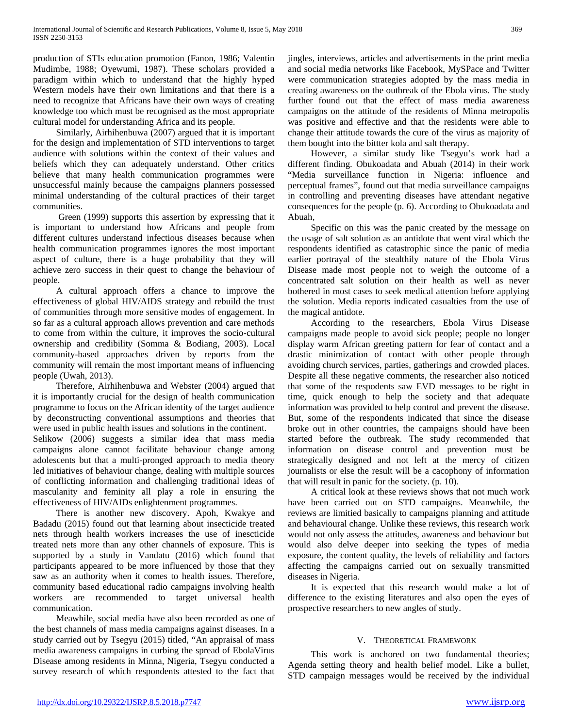production of STIs education promotion (Fanon, 1986; Valentin Mudimbe, 1988; Oyewumi, 1987). These scholars provided a paradigm within which to understand that the highly hyped Western models have their own limitations and that there is a need to recognize that Africans have their own ways of creating knowledge too which must be recognised as the most appropriate cultural model for understanding Africa and its people.

Similarly, Airhihenbuwa (2007) argued that it is important for the design and implementation of STD interventions to target audience with solutions within the context of their values and beliefs which they can adequately understand. Other critics believe that many health communication programmes were unsuccessful mainly because the campaigns planners possessed minimal understanding of the cultural practices of their target communities.

Green (1999) supports this assertion by expressing that it is important to understand how Africans and people from different cultures understand infectious diseases because when health communication programmes ignores the most important aspect of culture, there is a huge probability that they will achieve zero success in their quest to change the behaviour of people.

A cultural approach offers a chance to improve the effectiveness of global HIV/AIDS strategy and rebuild the trust of communities through more sensitive modes of engagement. In so far as a cultural approach allows prevention and care methods to come from within the culture, it improves the socio-cultural ownership and credibility (Somma & Bodiang, 2003). Local community-based approaches driven by reports from the community will remain the most important means of influencing people (Uwah, 2013).

Therefore, Airhihenbuwa and Webster (2004) argued that it is importantly crucial for the design of health communication programme to focus on the African identity of the target audience by deconstructing conventional assumptions and theories that were used in public health issues and solutions in the continent.

Selikow (2006) suggests a similar idea that mass media campaigns alone cannot facilitate behaviour change among adolescents but that a multi-pronged approach to media theory led initiatives of behaviour change, dealing with multiple sources of conflicting information and challenging traditional ideas of masculanity and feminity all play a role in ensuring the effectiveness of HIV/AIDs enlightenment programmes.

There is another new discovery. Apoh, Kwakye and Badadu (2015) found out that learning about insecticide treated nets through health workers increases the use of inescticide treated nets more than any other channels of exposure. This is supported by a study in Vandatu (2016) which found that participants appeared to be more influenced by those that they saw as an authority when it comes to health issues. Therefore, community based educational radio campaigns involving health workers are recommended to target universal health communication.

Meawhile, social media have also been recorded as one of the best channels of mass media campaigns against diseases. In a study carried out by Tsegyu (2015) titled, "An appraisal of mass media awareness campaigns in curbing the spread of EbolaVirus Disease among residents in Minna, Nigeria, Tsegyu conducted a survey research of which respondents attested to the fact that jingles, interviews, articles and advertisements in the print media and social media networks like Facebook, MySPace and Twitter were communication strategies adopted by the mass media in creating awareness on the outbreak of the Ebola virus. The study further found out that the effect of mass media awareness campaigns on the attitude of the residents of Minna metropolis was positive and effective and that the residents were able to change their attitude towards the cure of the virus as majority of them bought into the bittter kola and salt therapy.

However, a similar study like Tsegyu's work had a different finding. Obukoadata and Abuah (2014) in their work "Media surveillance function in Nigeria: influence and perceptual frames", found out that media surveillance campaigns in controlling and preventing diseases have attendant negative consequences for the people (p. 6). According to Obukoadata and Abuah,

Specific on this was the panic created by the message on the usage of salt solution as an antidote that went viral which the respondents identified as catastrophic since the panic of media earlier portrayal of the stealthily nature of the Ebola Virus Disease made most people not to weigh the outcome of a concentrated salt solution on their health as well as never bothered in most cases to seek medical attention before applying the solution. Media reports indicated casualties from the use of the magical antidote.

According to the researchers, Ebola Virus Disease campaigns made people to avoid sick people; people no longer display warm African greeting pattern for fear of contact and a drastic minimization of contact with other people through avoiding church services, parties, gatherings and crowded places. Despite all these negative comments, the researcher also noticed that some of the respodents saw EVD messages to be right in time, quick enough to help the society and that adequate information was provided to help control and prevent the disease. But, some of the respondents indicated that since the disease broke out in other countries, the campaigns should have been started before the outbreak. The study recommended that information on disease control and prevention must be strategically designed and not left at the mercy of citizen journalists or else the result will be a cacophony of information that will result in panic for the society. (p. 10).

A critical look at these reviews shows that not much work have been carried out on STD campaigns. Meanwhile, the reviews are limitied basically to campaigns planning and attitude and behavioural change. Unlike these reviews, this research work would not only assess the attitudes, awareness and behaviour but would also delve deeper into seeking the types of media exposure, the content quality, the levels of reliability and factors affecting the campaigns carried out on sexually transmitted diseases in Nigeria.

It is expected that this research would make a lot of difference to the existing literatures and also open the eyes of prospective researchers to new angles of study.

## V. Theoretical Framework

This work is anchored on two fundamental theories; Agenda setting theory and health belief model. Like a bullet, STD campaign messages would be received by the individual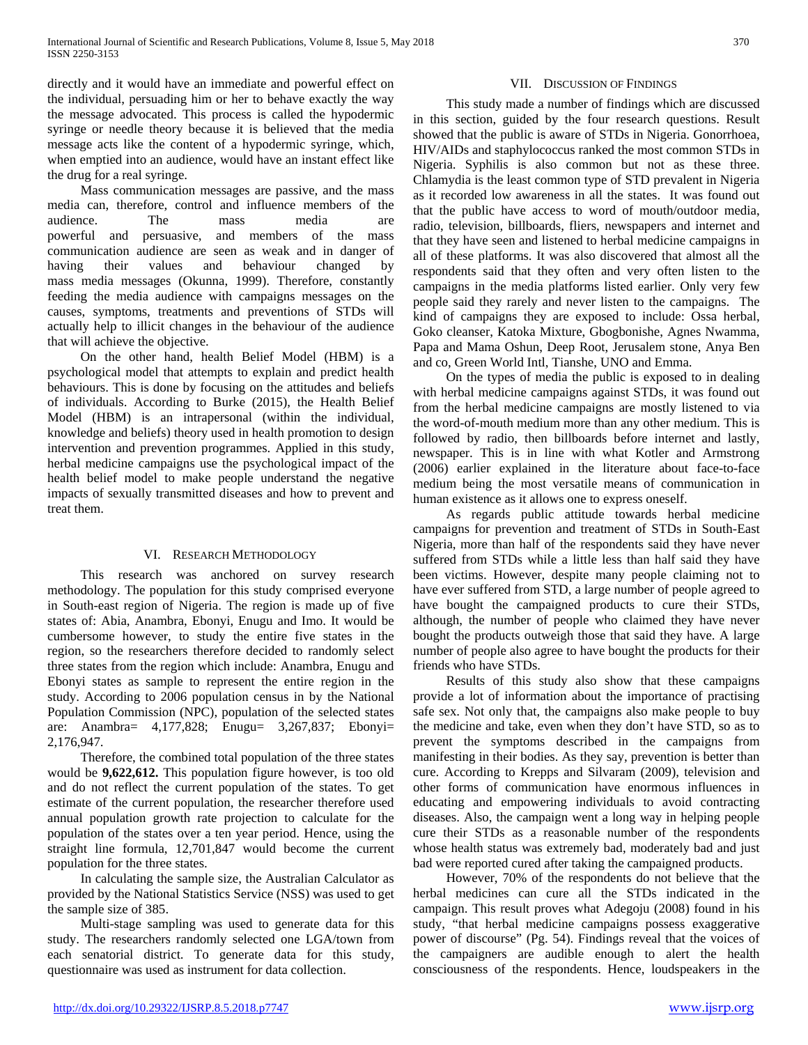directly and it would have an immediate and powerful effect on the individual, persuading him or her to behave exactly the way the message advocated. This process is called the hypodermic syringe or needle theory because it is believed that the media message acts like the content of a hypodermic syringe, which, when emptied into an audience, would have an instant effect like the drug for a real syringe.

Mass communication messages are passive, and the mass media can, therefore, control and influence members of the audience. The mass media are powerful and persuasive, and members of the mass communication audience are seen as weak and in danger of having their values and behaviour changed by mass media messages (Okunna, 1999). Therefore, constantly feeding the media audience with campaigns messages on the causes, symptoms, treatments and preventions of STDs will actually help to illicit changes in the behaviour of the audience that will achieve the objective.

On the other hand, health Belief Model (HBM) is a psychological model that attempts to explain and predict health behaviours. This is done by focusing on the attitudes and beliefs of individuals. According to Burke (2015), the Health Belief Model (HBM) is an intrapersonal (within the individual, knowledge and beliefs) theory used in health promotion to design intervention and prevention programmes. Applied in this study, herbal medicine campaigns use the psychological impact of the health belief model to make people understand the negative impacts of sexually transmitted diseases and how to prevent and treat them.

## VI. Research Methodology

This research was anchored on survey research methodology. The population for this study comprised everyone in South-east region of Nigeria. The region is made up of five states of: Abia, Anambra, Ebonyi, Enugu and Imo. It would be cumbersome however, to study the entire five states in the region, so the researchers therefore decided to randomly select three states from the region which include: Anambra, Enugu and Ebonyi states as sample to represent the entire region in the study. According to 2006 population census in by the National Population Commission (NPC), population of the selected states are: Anambra= 4,177,828; Enugu= 3,267,837; Ebonyi= 2,176,947.

Therefore, the combined total population of the three states would be **9,622,612.** This population figure however, is too old and do not reflect the current population of the states. To get estimate of the current population, the researcher therefore used annual population growth rate projection to calculate for the population of the states over a ten year period. Hence, using the straight line formula, 12,701,847 would become the current population for the three states.

In calculating the sample size, the Australian Calculator as provided by the National Statistics Service (NSS) was used to get the sample size of 385.

Multi-stage sampling was used to generate data for this study. The researchers randomly selected one LGA/town from each senatorial district. To generate data for this study, questionnaire was used as instrument for data collection.

## VII. Discussion of Findings

This study made a number of findings which are discussed in this section, guided by the four research questions. Result showed that the public is aware of STDs in Nigeria. Gonorrhoea, HIV/AIDs and staphylococcus ranked the most common STDs in Nigeria. Syphilis is also common but not as these three. Chlamydia is the least common type of STD prevalent in Nigeria as it recorded low awareness in all the states. It was found out that the public have access to word of mouth/outdoor media, radio, television, billboards, fliers, newspapers and internet and that they have seen and listened to herbal medicine campaigns in all of these platforms. It was also discovered that almost all the respondents said that they often and very often listen to the campaigns in the media platforms listed earlier. Only very few people said they rarely and never listen to the campaigns. The kind of campaigns they are exposed to include: Ossa herbal, Goko cleanser, Katoka Mixture, Gbogbonishe, Agnes Nwamma, Papa and Mama Oshun, Deep Root, Jerusalem stone, Anya Ben and co, Green World Intl, Tianshe, UNO and Emma.

On the types of media the public is exposed to in dealing with herbal medicine campaigns against STDs, it was found out from the herbal medicine campaigns are mostly listened to via the word-of-mouth medium more than any other medium. This is followed by radio, then billboards before internet and lastly, newspaper. This is in line with what Kotler and Armstrong (2006) earlier explained in the literature about face-to-face medium being the most versatile means of communication in human existence as it allows one to express oneself.

As regards public attitude towards herbal medicine campaigns for prevention and treatment of STDs in South-East Nigeria, more than half of the respondents said they have never suffered from STDs while a little less than half said they have been victims. However, despite many people claiming not to have ever suffered from STD, a large number of people agreed to have bought the campaigned products to cure their STDs, although, the number of people who claimed they have never bought the products outweigh those that said they have. A large number of people also agree to have bought the products for their friends who have STDs.

Results of this study also show that these campaigns provide a lot of information about the importance of practising safe sex. Not only that, the campaigns also make people to buy the medicine and take, even when they don't have STD, so as to prevent the symptoms described in the campaigns from manifesting in their bodies. As they say, prevention is better than cure. According to Krepps and Silvaram (2009), television and other forms of communication have enormous influences in educating and empowering individuals to avoid contracting diseases. Also, the campaign went a long way in helping people cure their STDs as a reasonable number of the respondents whose health status was extremely bad, moderately bad and just bad were reported cured after taking the campaigned products.

However, 70% of the respondents do not believe that the herbal medicines can cure all the STDs indicated in the campaign. This result proves what Adegoju (2008) found in his study, "that herbal medicine campaigns possess exaggerative power of discourse" (Pg. 54). Findings reveal that the voices of the campaigners are audible enough to alert the health consciousness of the respondents. Hence, loudspeakers in the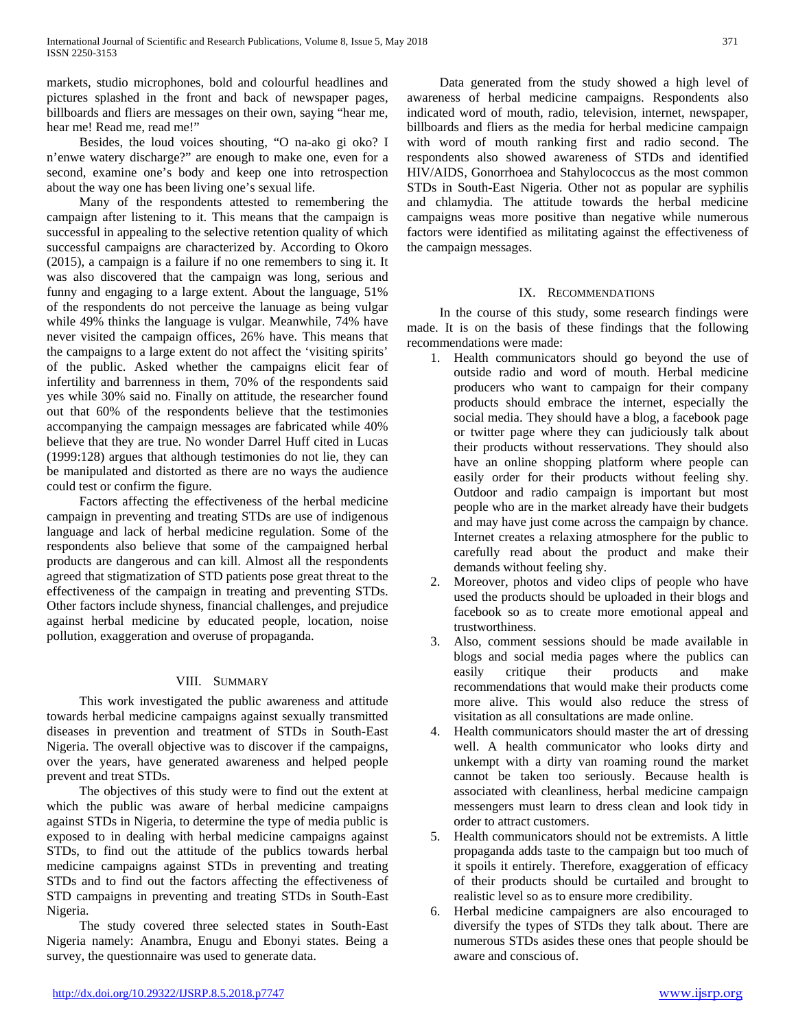markets, studio microphones, bold and colourful headlines and pictures splashed in the front and back of newspaper pages, billboards and fliers are messages on their own, saying "hear me, hear me! Read me, read me!"

Besides, the loud voices shouting, "O na-ako gi oko? I n'enwe watery discharge?" are enough to make one, even for a second, examine one's body and keep one into retrospection about the way one has been living one's sexual life.

Many of the respondents attested to remembering the campaign after listening to it. This means that the campaign is successful in appealing to the selective retention quality of which successful campaigns are characterized by. According to Okoro (2015), a campaign is a failure if no one remembers to sing it. It was also discovered that the campaign was long, serious and funny and engaging to a large extent. About the language, 51% of the respondents do not perceive the lanuage as being vulgar while 49% thinks the language is vulgar. Meanwhile, 74% have never visited the campaign offices, 26% have. This means that the campaigns to a large extent do not affect the 'visiting spirits' of the public. Asked whether the campaigns elicit fear of infertility and barrenness in them, 70% of the respondents said yes while 30% said no. Finally on attitude, the researcher found out that 60% of the respondents believe that the testimonies accompanying the campaign messages are fabricated while 40% believe that they are true. No wonder Darrel Huff cited in Lucas (1999:128) argues that although testimonies do not lie, they can be manipulated and distorted as there are no ways the audience could test or confirm the figure.

Factors affecting the effectiveness of the herbal medicine campaign in preventing and treating STDs are use of indigenous language and lack of herbal medicine regulation. Some of the respondents also believe that some of the campaigned herbal products are dangerous and can kill. Almost all the respondents agreed that stigmatization of STD patients pose great threat to the effectiveness of the campaign in treating and preventing STDs. Other factors include shyness, financial challenges, and prejudice against herbal medicine by educated people, location, noise pollution, exaggeration and overuse of propaganda.

## VIII. Summary

This work investigated the public awareness and attitude towards herbal medicine campaigns against sexually transmitted diseases in prevention and treatment of STDs in South-East Nigeria. The overall objective was to discover if the campaigns, over the years, have generated awareness and helped people prevent and treat STDs.

The objectives of this study were to find out the extent at which the public was aware of herbal medicine campaigns against STDs in Nigeria, to determine the type of media public is exposed to in dealing with herbal medicine campaigns against STDs, to find out the attitude of the publics towards herbal medicine campaigns against STDs in preventing and treating STDs and to find out the factors affecting the effectiveness of STD campaigns in preventing and treating STDs in South-East Nigeria.

The study covered three selected states in South-East Nigeria namely: Anambra, Enugu and Ebonyi states. Being a survey, the questionnaire was used to generate data.

Data generated from the study showed a high level of awareness of herbal medicine campaigns. Respondents also indicated word of mouth, radio, television, internet, newspaper, billboards and fliers as the media for herbal medicine campaign with word of mouth ranking first and radio second. The respondents also showed awareness of STDs and identified HIV/AIDS, Gonorrhoea and Stahylococcus as the most common STDs in South-East Nigeria. Other not as popular are syphilis and chlamydia. The attitude towards the herbal medicine campaigns weas more positive than negative while numerous factors were identified as militating against the effectiveness of the campaign messages.

## IX. Recommendations

In the course of this study, some research findings were made. It is on the basis of these findings that the following recommendations were made:

1. Health communicators should go beyond the use of outside radio and word of mouth. Herbal medicine producers who want to campaign for their company products should embrace the internet, especially the social media. They should have a blog, a facebook page or twitter page where they can judiciously talk about their products without resservations. They should also have an online shopping platform where people can easily order for their products without feeling shy. Outdoor and radio campaign is important but most people who are in the market already have their budgets and may have just come across the campaign by chance. Internet creates a relaxing atmosphere for the public to carefully read about the product and make their demands without feeling shy.
2. Moreover, photos and video clips of people who have used the products should be uploaded in their blogs and facebook so as to create more emotional appeal and trustworthiness.
3. Also, comment sessions should be made available in blogs and social media pages where the publics can easily critique their products and make recommendations that would make their products come more alive. This would also reduce the stress of visitation as all consultations are made online.
4. Health communicators should master the art of dressing well. A health communicator who looks dirty and unkempt with a dirty van roaming round the market cannot be taken too seriously. Because health is associated with cleanliness, herbal medicine campaign messengers must learn to dress clean and look tidy in order to attract customers.
5. Health communicators should not be extremists. A little propaganda adds taste to the campaign but too much of it spoils it entirely. Therefore, exaggeration of efficacy of their products should be curtailed and brought to realistic level so as to ensure more credibility.
6. Herbal medicine campaigners are also encouraged to diversify the types of STDs they talk about. There are numerous STDs asides these ones that people should be aware and conscious of.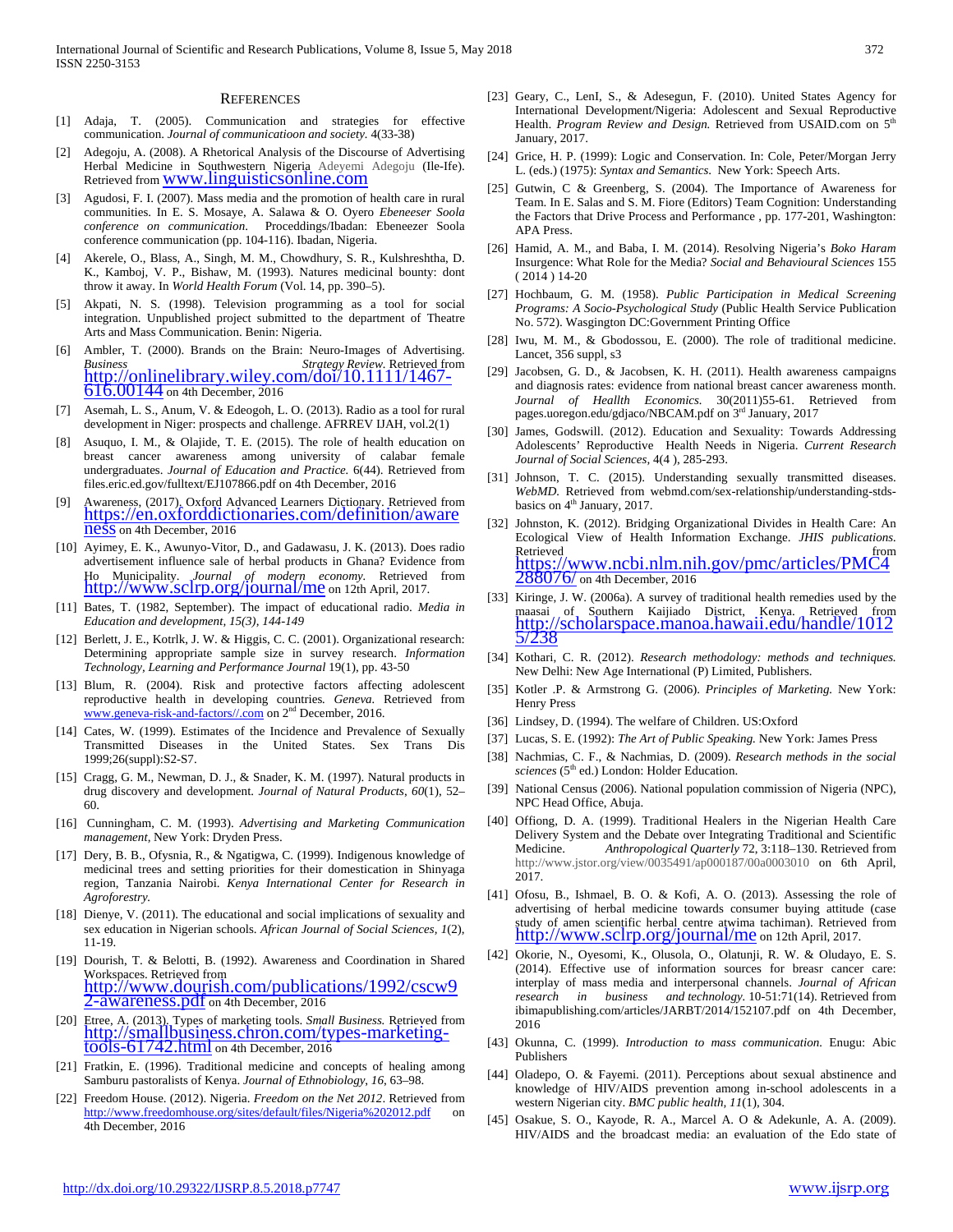## REFERENCES

[1] Adaja, T. (2005). Communication and strategies for effective communication. *Journal of communicatioon and society.* 4(33-38)

[2] Adegoju, A. (2008). A Rhetorical Analysis of the Discourse of Advertising Herbal Medicine in Southwestern Nigeria Adeyemi Adegoju (Ile-Ife). Retrieved from www.linguisticsonline.com

[3] Agudosi, F. I. (2007). Mass media and the promotion of health care in rural communities. In E. S. Mosaye, A. Salawa & O. Oyero *Ebeneeser Soola conference on communication.* Proceddings/Ibadan: Ebeneezer Soola conference communication (pp. 104-116). Ibadan, Nigeria.

[4] Akerele, O., Blass, A., Singh, M. M., Chowdhury, S. R., Kulshreshtha, D. K., Kamboj, V. P., Bishaw, M. (1993). Natures medicinal bounty: dont throw it away. In *World Health Forum* (Vol. 14, pp. 390–5).

[5] Akpati, N. S. (1998). Television programming as a tool for social integration. Unpublished project submitted to the department of Theatre Arts and Mass Communication. Benin: Nigeria.

[6] Ambler, T. (2000). Brands on the Brain: Neuro-Images of Advertising. *Business Strategy Review.* Retrieved from http://onlinelibrary.wiley.com/doi/10.1111/1467-616.00144 on 4th December, 2016

[7] Asemah, L. S., Anum, V. & Edeogoh, L. O. (2013). Radio as a tool for rural development in Niger: prospects and challenge. AFRREV IJAH, vol.2(1)

[8] Asuquo, I. M., & Olajide, T. E. (2015). The role of health education on breast cancer awareness among university of calabar female undergraduates. *Journal of Education and Practice.* 6(44). Retrieved from files.eric.ed.gov/fulltext/EJ107866.pdf on 4th December, 2016

[9] Awareness, (2017). Oxford Advanced Learners Dictionary. Retrieved from https://en.oxforddictionaries.com/definition/awareness on 4th December, 2016

[10] Ayimey, E. K., Awunyo-Vitor, D., and Gadawasu, J. K. (2013). Does radio advertisement influence sale of herbal products in Ghana? Evidence from Ho Municipality. *Journal of modern economy.* Retrieved from http://www.sclrp.org/journal/me on 12th April, 2017.

[11] Bates, T. (1982, September). The impact of educational radio. *Media in Education and development, 15(3), 144-149*

[12] Berlett, J. E., Kotrlk, J. W. & Higgis, C. C. (2001). Organizational research: Determining appropriate sample size in survey research. *Information Technology, Learning and Performance Journal* 19(1), pp. 43-50

[13] Blum, R. (2004). Risk and protective factors affecting adolescent reproductive health in developing countries. *Geneva.* Retrieved from www.geneva-risk-and-factors//.com on 2nd December, 2016.

[14] Cates, W. (1999). Estimates of the Incidence and Prevalence of Sexually Transmitted Diseases in the United States. Sex Trans Dis 1999;26(suppl):S2-S7.

[15] Cragg, G. M., Newman, D. J., & Snader, K. M. (1997). Natural products in drug discovery and development. *Journal of Natural Products*, *60*(1), 52–60.

[16] Cunningham, C. M. (1993). *Advertising and Marketing Communication management,* New York: Dryden Press.

[17] Dery, B. B., Ofysnia, R., & Ngatigwa, C. (1999). Indigenous knowledge of medicinal trees and setting priorities for their domestication in Shinyaga region, Tanzania Nairobi. *Kenya International Center for Research in Agroforestry.*

[18] Dienye, V. (2011). The educational and social implications of sexuality and sex education in Nigerian schools. *African Journal of Social Sciences, 1*(2), 11-19.

[19] Dourish, T. & Belotti, B. (1992). Awareness and Coordination in Shared Workspaces. Retrieved from http://www.dourish.com/publications/1992/cscw92-awareness.pdf on 4th December, 2016

[20] Etree, A. (2013). Types of marketing tools. *Small Business.* Retrieved from http://smallbusiness.chron.com/types-marketing-tools-61742.html on 4th December, 2016

[21] Fratkin, E. (1996). Traditional medicine and concepts of healing among Samburu pastoralists of Kenya. *Journal of Ethnobiology*, *16*, 63–98.

[22] Freedom House. (2012). Nigeria. *Freedom on the Net 2012*. Retrieved from http://www.freedomhouse.org/sites/default/files/Nigeria%202012.pdf on 4th December, 2016

[23] Geary, C., LenI, S., & Adesegun, F. (2010). United States Agency for International Development/Nigeria: Adolescent and Sexual Reproductive Health. *Program Review and Design.* Retrieved from USAID.com on 5th January, 2017.

[24] Grice, H. P. (1999): Logic and Conservation. In: Cole, Peter/Morgan Jerry L. (eds.) (1975): *Syntax and Semantics.* New York: Speech Arts.

[25] Gutwin, C & Greenberg, S. (2004). The Importance of Awareness for Team. In E. Salas and S. M. Fiore (Editors) Team Cognition: Understanding the Factors that Drive Process and Performance , pp. 177-201, Washington: APA Press.

[26] Hamid, A. M., and Baba, I. M. (2014). Resolving Nigeria's *Boko Haram* Insurgence: What Role for the Media? *Social and Behavioural Sciences* 155 ( 2014 ) 14-20

[27] Hochbaum, G. M. (1958). *Public Participation in Medical Screening Programs: A Socio-Psychological Study* (Public Health Service Publication No. 572). Wasgington DC:Government Printing Office

[28] Iwu, M. M., & Gbodossou, E. (2000). The role of traditional medicine. Lancet, 356 suppl, s3

[29] Jacobsen, G. D., & Jacobsen, K. H. (2011). Health awareness campaigns and diagnosis rates: evidence from national breast cancer awareness month. *Journal of Heallth Economics.* 30(2011)55-61. Retrieved from pages.uoregon.edu/gdjaco/NBCAM.pdf on 3rd January, 2017

[30] James, Godswill. (2012). Education and Sexuality: Towards Addressing Adolescents' Reproductive Health Needs in Nigeria. *Current Research Journal of Social Sciences,* 4(4 ), 285-293.

[31] Johnson, T. C. (2015). Understanding sexually transmitted diseases. *WebMD.* Retrieved from webmd.com/sex-relationship/understanding-stds-basics on 4th January, 2017.

[32] Johnston, K. (2012). Bridging Organizational Divides in Health Care: An Ecological View of Health Information Exchange. *JHIS publications.* Retrieved from https://www.ncbi.nlm.nih.gov/pmc/articles/PMC4288076/ on 4th December, 2016

[33] Kiringe, J. W. (2006a). A survey of traditional health remedies used by the maasai of Southern Kaijiado District, Kenya. Retrieved from http://scholarspace.manoa.hawaii.edu/handle/10125/238

[34] Kothari, C. R. (2012). *Research methodology: methods and techniques.* New Delhi: New Age International (P) Limited, Publishers.

[35] Kotler .P. & Armstrong G. (2006). *Principles of Marketing.* New York: Henry Press

[36] Lindsey, D. (1994). The welfare of Children. US:Oxford

[37] Lucas, S. E. (1992): *The Art of Public Speaking.* New York: James Press

[38] Nachmias, C. F., & Nachmias, D. (2009). *Research methods in the social sciences* (5th ed.) London: Holder Education.

[39] National Census (2006). National population commission of Nigeria (NPC), NPC Head Office, Abuja.

[40] Offiong, D. A. (1999). Traditional Healers in the Nigerian Health Care Delivery System and the Debate over Integrating Traditional and Scientific Medicine. *Anthropological Quarterly* 72, 3:118–130. Retrieved from http://www.jstor.org/view/0035491/ap000187/00a0003010 on 6th April, 2017.

[41] Ofosu, B., Ishmael, B. O. & Kofi, A. O. (2013). Assessing the role of advertising of herbal medicine towards consumer buying attitude (case study of amen scientific herbal centre atwima tachiman). Retrieved from http://www.sclrp.org/journal/me on 12th April, 2017.

[42] Okorie, N., Oyesomi, K., Olusola, O., Olatunji, R. W. & Oludayo, E. S. (2014). Effective use of information sources for breasr cancer care: interplay of mass media and interpersonal channels. *Journal of African research in business and technology.* 10-51:71(14). Retrieved from ibimapublishing.com/articles/JARBT/2014/152107.pdf on 4th December, 2016

[43] Okunna, C. (1999). *Introduction to mass communication.* Enugu: Abic Publishers

[44] Oladepo, O. & Fayemi. (2011). Perceptions about sexual abstinence and knowledge of HIV/AIDS prevention among in-school adolescents in a western Nigerian city. *BMC public health, 11*(1), 304.

[45] Osakue, S. O., Kayode, R. A., Marcel A. O & Adekunle, A. A. (2009). HIV/AIDS and the broadcast media: an evaluation of the Edo state of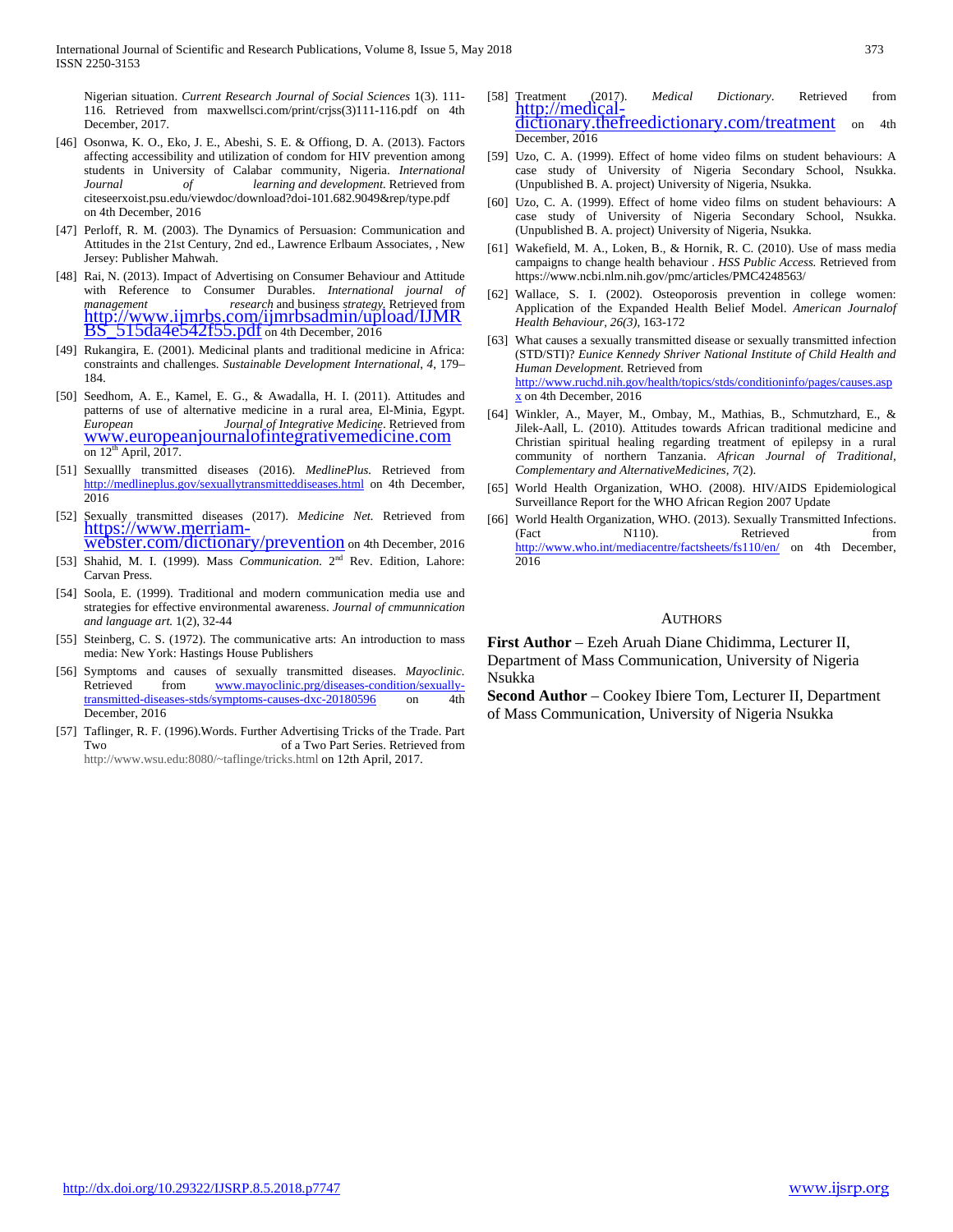Nigerian situation. *Current Research Journal of Social Sciences* 1(3). 111-116. Retrieved from maxwellsci.com/print/crjss(3)111-116.pdf on 4th December, 2017.

[46] Osonwa, K. O., Eko, J. E., Abeshi, S. E. & Offiong, D. A. (2013). Factors affecting accessibility and utilization of condom for HIV prevention among students in University of Calabar community, Nigeria. *International Journal of learning and development.* Retrieved from citeseerxoist.psu.edu/viewdoc/download?doi-101.682.9049&rep/type.pdf on 4th December, 2016

[47] Perloff, R. M. (2003). The Dynamics of Persuasion: Communication and Attitudes in the 21st Century, 2nd ed., Lawrence Erlbaum Associates, , New Jersey: Publisher Mahwah.

[48] Rai, N. (2013). Impact of Advertising on Consumer Behaviour and Attitude with Reference to Consumer Durables. *International journal of management research* and business *strategy.* Retrieved from http://www.ijmrbs.com/ijmrbsadmin/upload/IJMRBS_515da4e542f55.pdf on 4th December, 2016

[49] Rukangira, E. (2001). Medicinal plants and traditional medicine in Africa: constraints and challenges. *Sustainable Development International*, *4*, 179–184.

[50] Seedhom, A. E., Kamel, E. G., & Awadalla, H. I. (2011). Attitudes and patterns of use of alternative medicine in a rural area, El-Minia, Egypt. *European Journal of Integrative Medicine.* Retrieved from www.europeanjournalofintegrativemedicine.com on 12th April, 2017.

[51] Sexuallly transmitted diseases (2016). *MedlinePlus.* Retrieved from http://medlineplus.gov/sexuallytransmitteddiseases.html on 4th December, 2016

[52] Sexually transmitted diseases (2017). *Medicine Net.* Retrieved from https://www.merriam-webster.com/dictionary/prevention on 4th December, 2016

[53] Shahid, M. I. (1999). Mass *Communication.* 2nd Rev. Edition, Lahore: Carvan Press.

[54] Soola, E. (1999). Traditional and modern communication media use and strategies for effective environmental awareness. *Journal of cmmunnication and language art.* 1(2), 32-44

[55] Steinberg, C. S. (1972). The communicative arts: An introduction to mass media: New York: Hastings House Publishers

[56] Symptoms and causes of sexually transmitted diseases. *Mayoclinic.* Retrieved from www.mayoclinic.prg/diseases-condition/sexually-transmitted-diseases-stds/symptoms-causes-dxc-20180596 on 4th December, 2016

[57] Taflinger, R. F. (1996).Words. Further Advertising Tricks of the Trade. Part Two of a Two Part Series. Retrieved from http://www.wsu.edu:8080/~taflinge/tricks.html on 12th April, 2017.

[58] Treatment (2017). *Medical Dictionary*. Retrieved from http://medical-dictionary.thefreedictionary.com/treatment on 4th December, 2016

[59] Uzo, C. A. (1999). Effect of home video films on student behaviours: A case study of University of Nigeria Secondary School, Nsukka. (Unpublished B. A. project) University of Nigeria, Nsukka.

[60] Uzo, C. A. (1999). Effect of home video films on student behaviours: A case study of University of Nigeria Secondary School, Nsukka. (Unpublished B. A. project) University of Nigeria, Nsukka.

[61] Wakefield, M. A., Loken, B., & Hornik, R. C. (2010). Use of mass media campaigns to change health behaviour . *HSS Public Access.* Retrieved from https://www.ncbi.nlm.nih.gov/pmc/articles/PMC4248563/

[62] Wallace, S. I. (2002). Osteoporosis prevention in college women: Application of the Expanded Health Belief Model. *American Journalof Health Behaviour, 26(3)*, 163-172

[63] What causes a sexually transmitted disease or sexually transmitted infection (STD/STI)? *Eunice Kennedy Shriver National Institute of Child Health and Human Development.* Retrieved from http://www.ruchd.nih.gov/health/topics/stds/conditioninfo/pages/causes.aspx on 4th December, 2016

[64] Winkler, A., Mayer, M., Ombay, M., Mathias, B., Schmutzhard, E., & Jilek-Aall, L. (2010). Attitudes towards African traditional medicine and Christian spiritual healing regarding treatment of epilepsy in a rural community of northern Tanzania. *African Journal of Traditional, Complementary and AlternativeMedicines, 7*(2).

[65] World Health Organization, WHO. (2008). HIV/AIDS Epidemiological Surveillance Report for the WHO African Region 2007 Update

[66] World Health Organization, WHO. (2013). Sexually Transmitted Infections. (Fact N110). Retrieved from http://www.who.int/mediacentre/factsheets/fs110/en/ on 4th December, 2016

## Authors

**First Author** – Ezeh Aruah Diane Chidimma, Lecturer II, Department of Mass Communication, University of Nigeria Nsukka

**Second Author** – Cookey Ibiere Tom, Lecturer II, Department of Mass Communication, University of Nigeria Nsukka